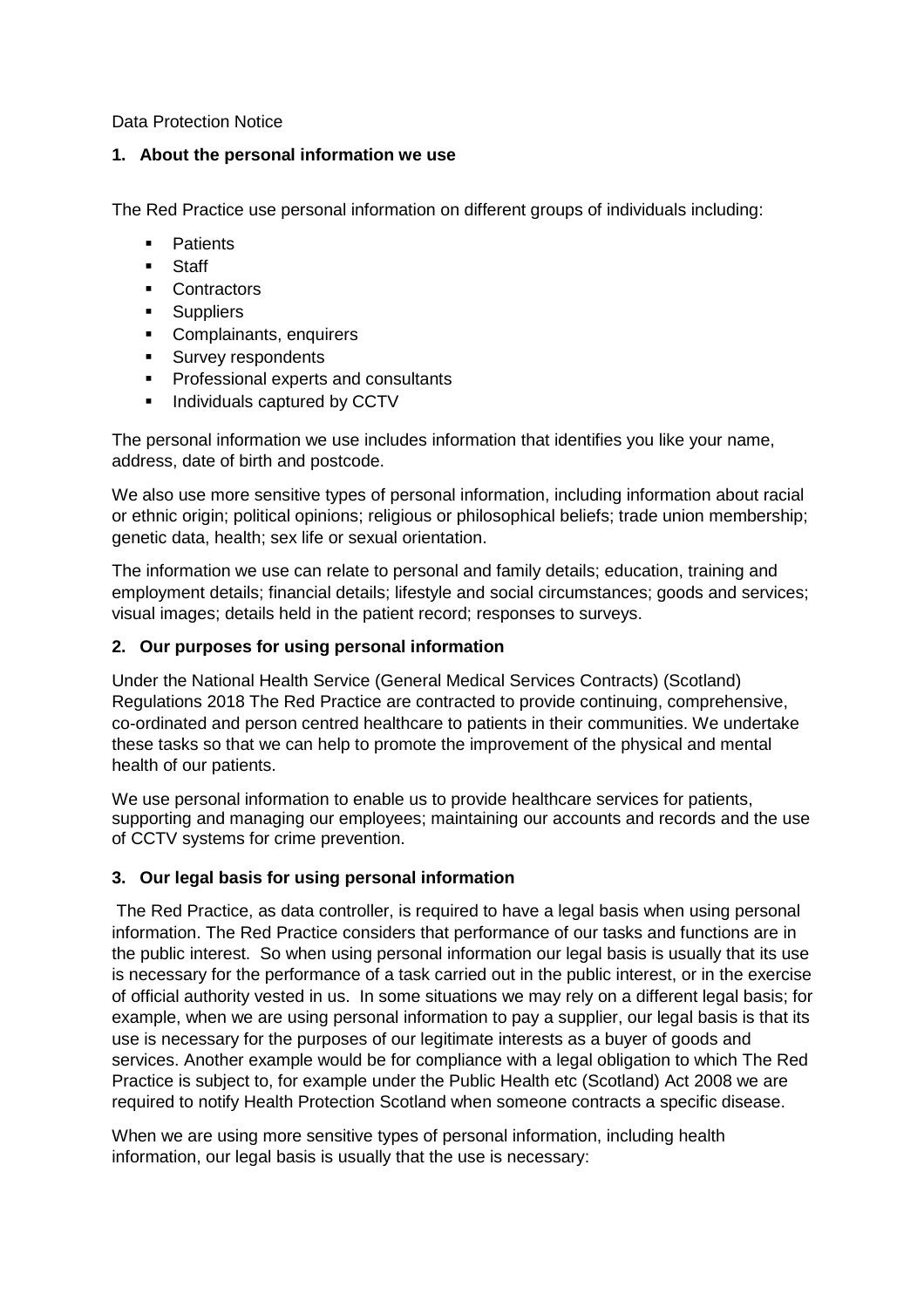Data Protection Notice

## 1. About the personal information we use

The Red Practice use personal information on different groups of individuals including:

- Patients
- Staff
- Contractors
- Suppliers
- Complainants, enquirers
- Survey respondents
- Professional experts and consultants
- Individuals captured by CCTV

The personal information we use includes information that identifies you like your name, address, date of birth and postcode.

We also use more sensitive types of personal information, including information about racial or ethnic origin; political opinions; religious or philosophical beliefs; trade union membership; genetic data, health; sex life or sexual orientation.

The information we use can relate to personal and family details; education, training and employment details; financial details; lifestyle and social circumstances; goods and services; visual images; details held in the patient record; responses to surveys.

## 2. Our purposes for using personal information

Under the National Health Service (General Medical Services Contracts) (Scotland) Regulations 2018 The Red Practice are contracted to provide continuing, comprehensive, co-ordinated and person centred healthcare to patients in their communities. We undertake these tasks so that we can help to promote the improvement of the physical and mental health of our patients.

We use personal information to enable us to provide healthcare services for patients, supporting and managing our employees; maintaining our accounts and records and the use of CCTV systems for crime prevention.

## 3. Our legal basis for using personal information

The Red Practice, as data controller, is required to have a legal basis when using personal information. The Red Practice considers that performance of our tasks and functions are in the public interest. So when using personal information our legal basis is usually that its use is necessary for the performance of a task carried out in the public interest, or in the exercise of official authority vested in us. In some situations we may rely on a different legal basis; for example, when we are using personal information to pay a supplier, our legal basis is that its use is necessary for the purposes of our legitimate interests as a buyer of goods and services. Another example would be for compliance with a legal obligation to which The Red Practice is subject to, for example under the Public Health etc (Scotland) Act 2008 we are required to notify Health Protection Scotland when someone contracts a specific disease.

When we are using more sensitive types of personal information, including health information, our legal basis is usually that the use is necessary: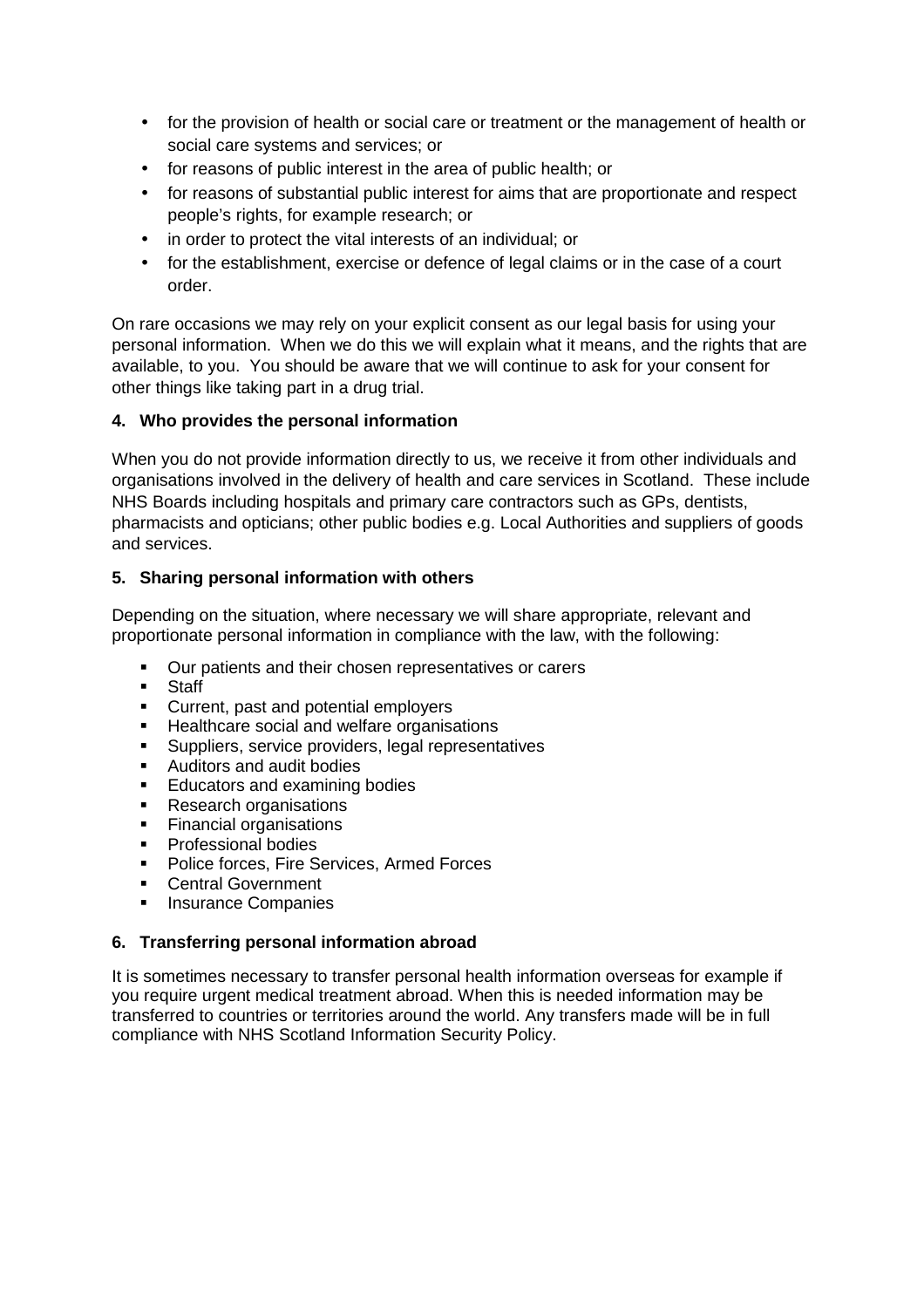- for the provision of health or social care or treatment or the management of health or social care systems and services; or
- for reasons of public interest in the area of public health; or
- for reasons of substantial public interest for aims that are proportionate and respect people's rights, for example research; or
- in order to protect the vital interests of an individual; or
- for the establishment, exercise or defence of legal claims or in the case of a court order.

On rare occasions we may rely on your explicit consent as our legal basis for using your personal information. When we do this we will explain what it means, and the rights that are available, to you. You should be aware that we will continue to ask for your consent for other things like taking part in a drug trial.

**4. Who provides the personal information**

When you do not provide information directly to us, we receive it from other individuals and organisations involved in the delivery of health and care services in Scotland. These include NHS Boards including hospitals and primary care contractors such as GPs, dentists, pharmacists and opticians; other public bodies e.g. Local Authorities and suppliers of goods and services.

**5. Sharing personal information with others**

Depending on the situation, where necessary we will share appropriate, relevant and proportionate personal information in compliance with the law, with the following:

- Our patients and their chosen representatives or carers
- Staff
- Current, past and potential employers
- Healthcare social and welfare organisations
- Suppliers, service providers, legal representatives
- Auditors and audit bodies
- Educators and examining bodies
- Research organisations
- Financial organisations
- Professional bodies
- Police forces, Fire Services, Armed Forces
- Central Government
- Insurance Companies

**6. Transferring personal information abroad**

It is sometimes necessary to transfer personal health information overseas for example if you require urgent medical treatment abroad. When this is needed information may be transferred to countries or territories around the world. Any transfers made will be in full compliance with NHS Scotland Information Security Policy.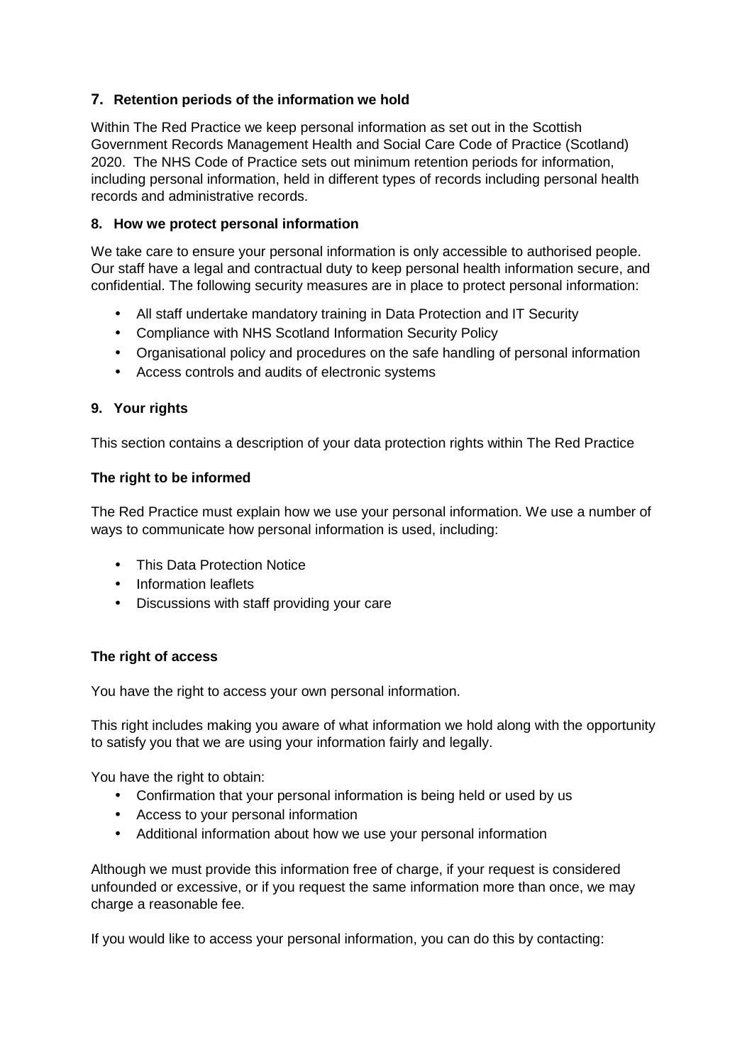## 7. Retention periods of the information we hold

Within The Red Practice we keep personal information as set out in the Scottish Government Records Management Health and Social Care Code of Practice (Scotland) 2020. The NHS Code of Practice sets out minimum retention periods for information, including personal information, held in different types of records including personal health records and administrative records.

## 8. How we protect personal information

We take care to ensure your personal information is only accessible to authorised people. Our staff have a legal and contractual duty to keep personal health information secure, and confidential. The following security measures are in place to protect personal information:

- All staff undertake mandatory training in Data Protection and IT Security
- Compliance with NHS Scotland Information Security Policy
- Organisational policy and procedures on the safe handling of personal information
- Access controls and audits of electronic systems

## 9. Your rights

This section contains a description of your data protection rights within The Red Practice

### The right to be informed

The Red Practice must explain how we use your personal information. We use a number of ways to communicate how personal information is used, including:

- This Data Protection Notice
- Information leaflets
- Discussions with staff providing your care

### The right of access

You have the right to access your own personal information.

This right includes making you aware of what information we hold along with the opportunity to satisfy you that we are using your information fairly and legally.

You have the right to obtain:

- Confirmation that your personal information is being held or used by us
- Access to your personal information
- Additional information about how we use your personal information

Although we must provide this information free of charge, if your request is considered unfounded or excessive, or if you request the same information more than once, we may charge a reasonable fee.

If you would like to access your personal information, you can do this by contacting: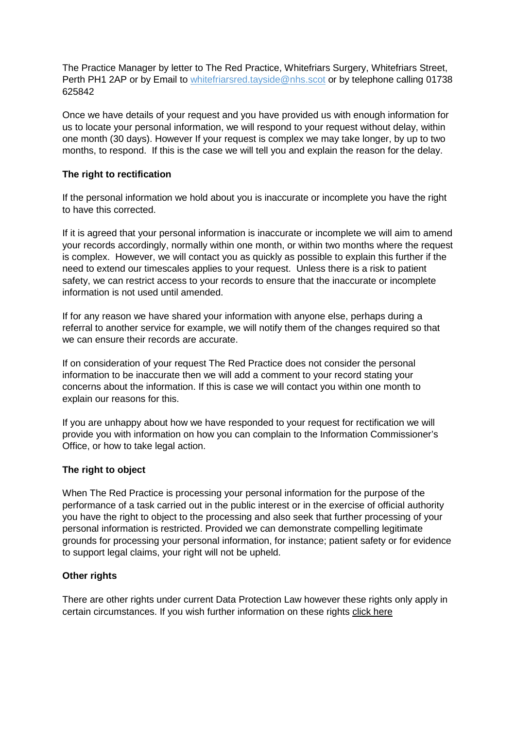The Practice Manager by letter to The Red Practice, Whitefriars Surgery, Whitefriars Street, Perth PH1 2AP or by Email to whitefriarsred.tayside@nhs.scot or by telephone calling 01738 625842

Once we have details of your request and you have provided us with enough information for us to locate your personal information, we will respond to your request without delay, within one month (30 days). However If your request is complex we may take longer, by up to two months, to respond. If this is the case we will tell you and explain the reason for the delay.

**The right to rectification**

If the personal information we hold about you is inaccurate or incomplete you have the right to have this corrected.

If it is agreed that your personal information is inaccurate or incomplete we will aim to amend your records accordingly, normally within one month, or within two months where the request is complex. However, we will contact you as quickly as possible to explain this further if the need to extend our timescales applies to your request. Unless there is a risk to patient safety, we can restrict access to your records to ensure that the inaccurate or incomplete information is not used until amended.

If for any reason we have shared your information with anyone else, perhaps during a referral to another service for example, we will notify them of the changes required so that we can ensure their records are accurate.

If on consideration of your request The Red Practice does not consider the personal information to be inaccurate then we will add a comment to your record stating your concerns about the information. If this is case we will contact you within one month to explain our reasons for this.

If you are unhappy about how we have responded to your request for rectification we will provide you with information on how you can complain to the Information Commissioner's Office, or how to take legal action.

**The right to object**

When The Red Practice is processing your personal information for the purpose of the performance of a task carried out in the public interest or in the exercise of official authority you have the right to object to the processing and also seek that further processing of your personal information is restricted. Provided we can demonstrate compelling legitimate grounds for processing your personal information, for instance; patient safety or for evidence to support legal claims, your right will not be upheld.

**Other rights**

There are other rights under current Data Protection Law however these rights only apply in certain circumstances. If you wish further information on these rights click here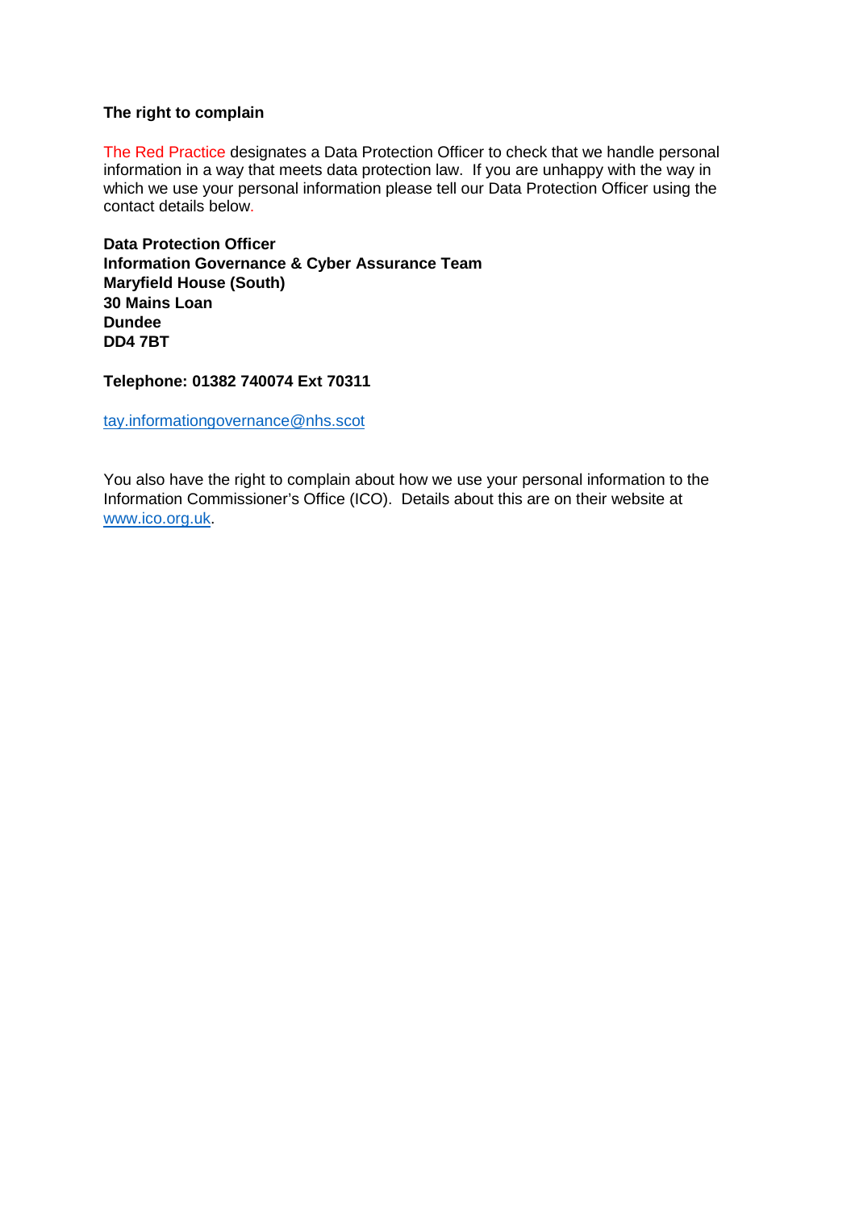## The right to complain

The Red Practice designates a Data Protection Officer to check that we handle personal information in a way that meets data protection law. If you are unhappy with the way in which we use your personal information please tell our Data Protection Officer using the contact details below.

**Data Protection Officer**
**Information Governance & Cyber Assurance Team**
**Maryfield House (South)**
**30 Mains Loan**
**Dundee**
**DD4 7BT**

**Telephone: 01382 740074 Ext 70311**

tay.informationgovernance@nhs.scot

You also have the right to complain about how we use your personal information to the Information Commissioner's Office (ICO). Details about this are on their website at www.ico.org.uk.